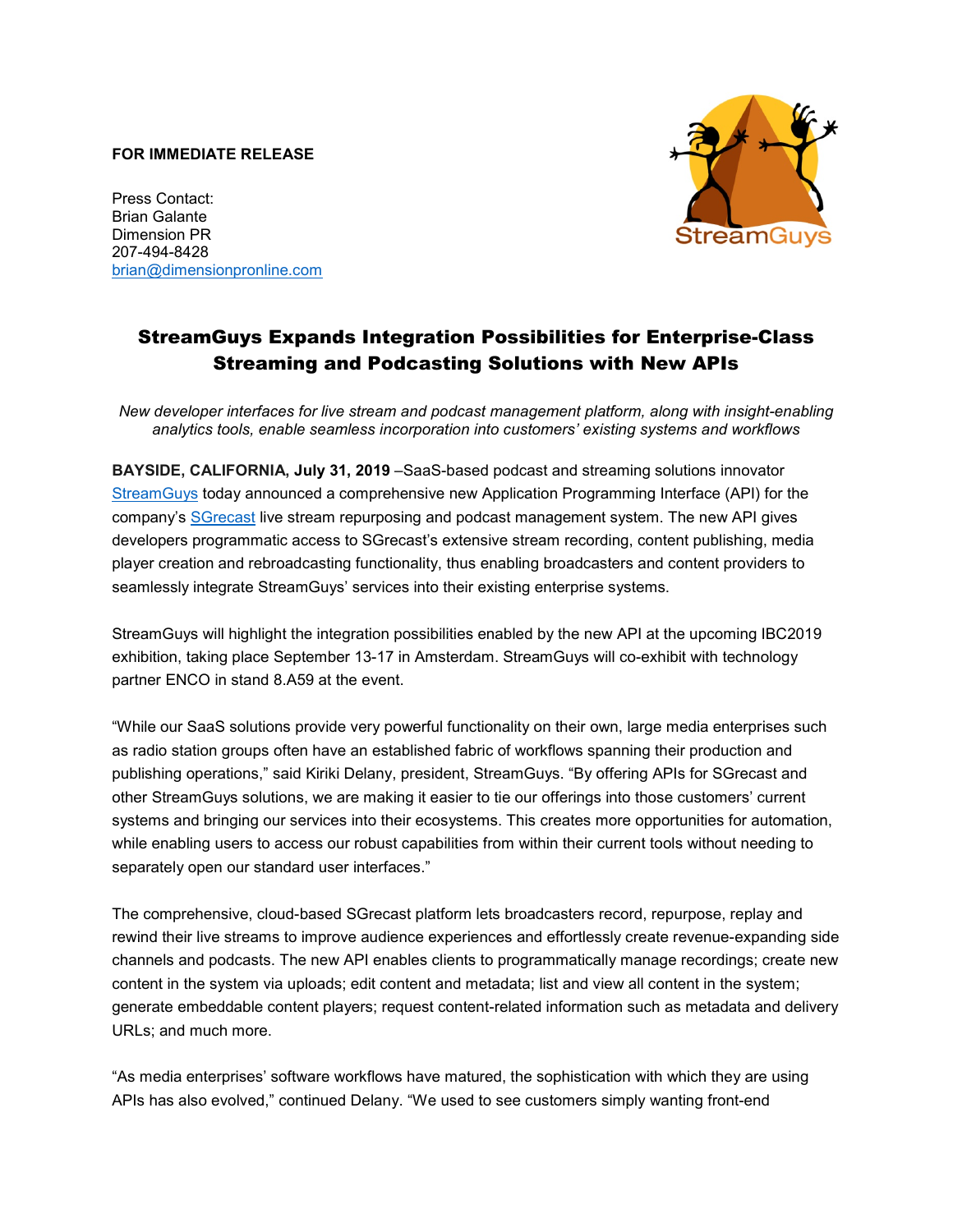**FOR IMMEDIATE RELEASE**

Press Contact:
Brian Galante
Dimension PR
207-494-8428
brian@dimensionpronline.com

# StreamGuys Expands Integration Possibilities for Enterprise-Class Streaming and Podcasting Solutions with New APIs

*New developer interfaces for live stream and podcast management platform, along with insight-enabling analytics tools, enable seamless incorporation into customers' existing systems and workflows*

**BAYSIDE, CALIFORNIA, July 31, 2019** –SaaS-based podcast and streaming solutions innovator StreamGuys today announced a comprehensive new Application Programming Interface (API) for the company's SGrecast live stream repurposing and podcast management system. The new API gives developers programmatic access to SGrecast's extensive stream recording, content publishing, media player creation and rebroadcasting functionality, thus enabling broadcasters and content providers to seamlessly integrate StreamGuys' services into their existing enterprise systems.

StreamGuys will highlight the integration possibilities enabled by the new API at the upcoming IBC2019 exhibition, taking place September 13-17 in Amsterdam. StreamGuys will co-exhibit with technology partner ENCO in stand 8.A59 at the event.

"While our SaaS solutions provide very powerful functionality on their own, large media enterprises such as radio station groups often have an established fabric of workflows spanning their production and publishing operations," said Kiriki Delany, president, StreamGuys. "By offering APIs for SGrecast and other StreamGuys solutions, we are making it easier to tie our offerings into those customers' current systems and bringing our services into their ecosystems. This creates more opportunities for automation, while enabling users to access our robust capabilities from within their current tools without needing to separately open our standard user interfaces."

The comprehensive, cloud-based SGrecast platform lets broadcasters record, repurpose, replay and rewind their live streams to improve audience experiences and effortlessly create revenue-expanding side channels and podcasts. The new API enables clients to programmatically manage recordings; create new content in the system via uploads; edit content and metadata; list and view all content in the system; generate embeddable content players; request content-related information such as metadata and delivery URLs; and much more.

"As media enterprises' software workflows have matured, the sophistication with which they are using APIs has also evolved," continued Delany. "We used to see customers simply wanting front-end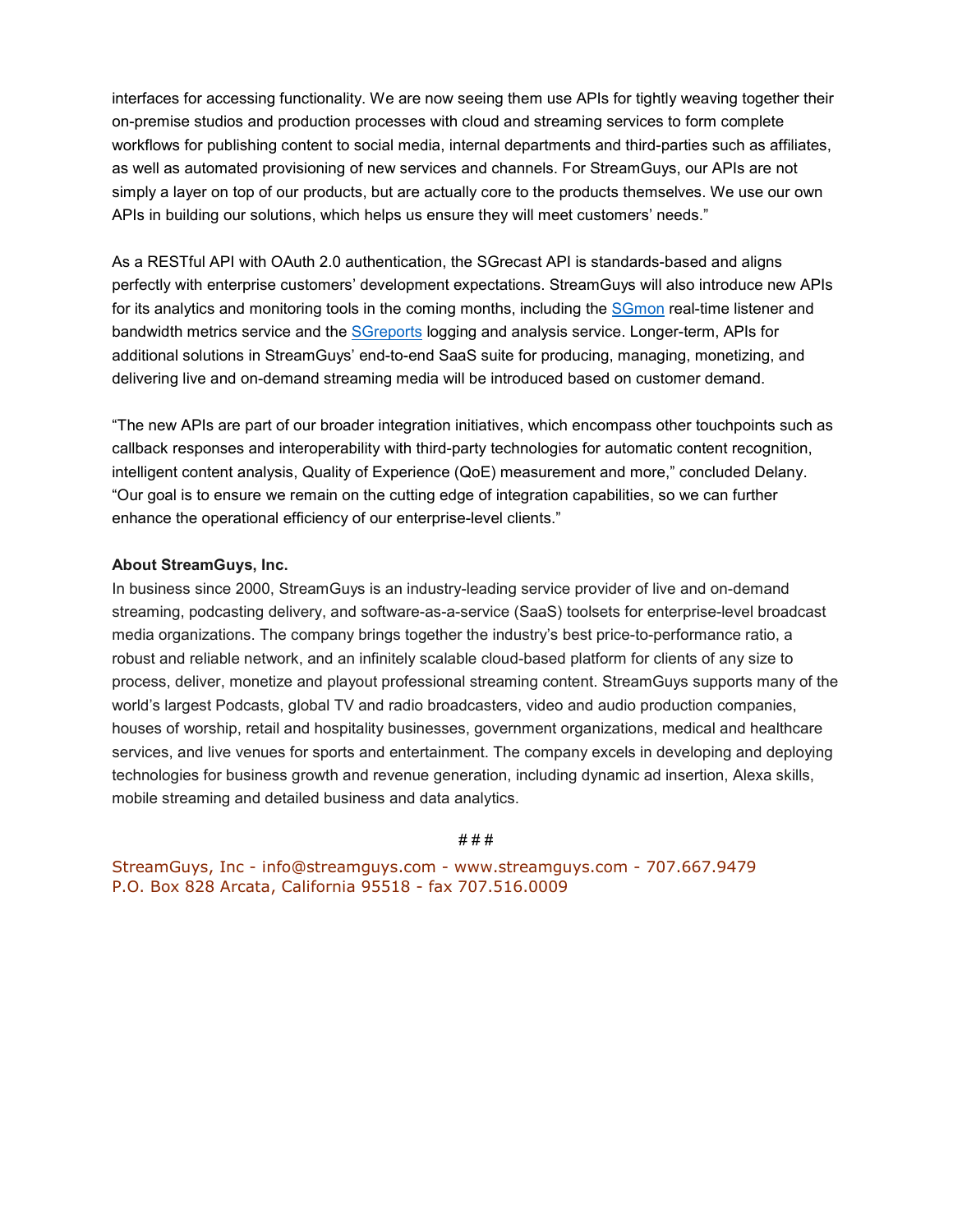interfaces for accessing functionality. We are now seeing them use APIs for tightly weaving together their on-premise studios and production processes with cloud and streaming services to form complete workflows for publishing content to social media, internal departments and third-parties such as affiliates, as well as automated provisioning of new services and channels. For StreamGuys, our APIs are not simply a layer on top of our products, but are actually core to the products themselves. We use our own APIs in building our solutions, which helps us ensure they will meet customers' needs."

As a RESTful API with OAuth 2.0 authentication, the SGrecast API is standards-based and aligns perfectly with enterprise customers' development expectations. StreamGuys will also introduce new APIs for its analytics and monitoring tools in the coming months, including the SGmon real-time listener and bandwidth metrics service and the SGreports logging and analysis service. Longer-term, APIs for additional solutions in StreamGuys' end-to-end SaaS suite for producing, managing, monetizing, and delivering live and on-demand streaming media will be introduced based on customer demand.

"The new APIs are part of our broader integration initiatives, which encompass other touchpoints such as callback responses and interoperability with third-party technologies for automatic content recognition, intelligent content analysis, Quality of Experience (QoE) measurement and more," concluded Delany. "Our goal is to ensure we remain on the cutting edge of integration capabilities, so we can further enhance the operational efficiency of our enterprise-level clients."

**About StreamGuys, Inc.**

In business since 2000, StreamGuys is an industry-leading service provider of live and on-demand streaming, podcasting delivery, and software-as-a-service (SaaS) toolsets for enterprise-level broadcast media organizations. The company brings together the industry's best price-to-performance ratio, a robust and reliable network, and an infinitely scalable cloud-based platform for clients of any size to process, deliver, monetize and playout professional streaming content. StreamGuys supports many of the world's largest Podcasts, global TV and radio broadcasters, video and audio production companies, houses of worship, retail and hospitality businesses, government organizations, medical and healthcare services, and live venues for sports and entertainment. The company excels in developing and deploying technologies for business growth and revenue generation, including dynamic ad insertion, Alexa skills, mobile streaming and detailed business and data analytics.

# # #

StreamGuys, Inc - info@streamguys.com - www.streamguys.com - 707.667.9479
P.O. Box 828 Arcata, California 95518 - fax 707.516.0009